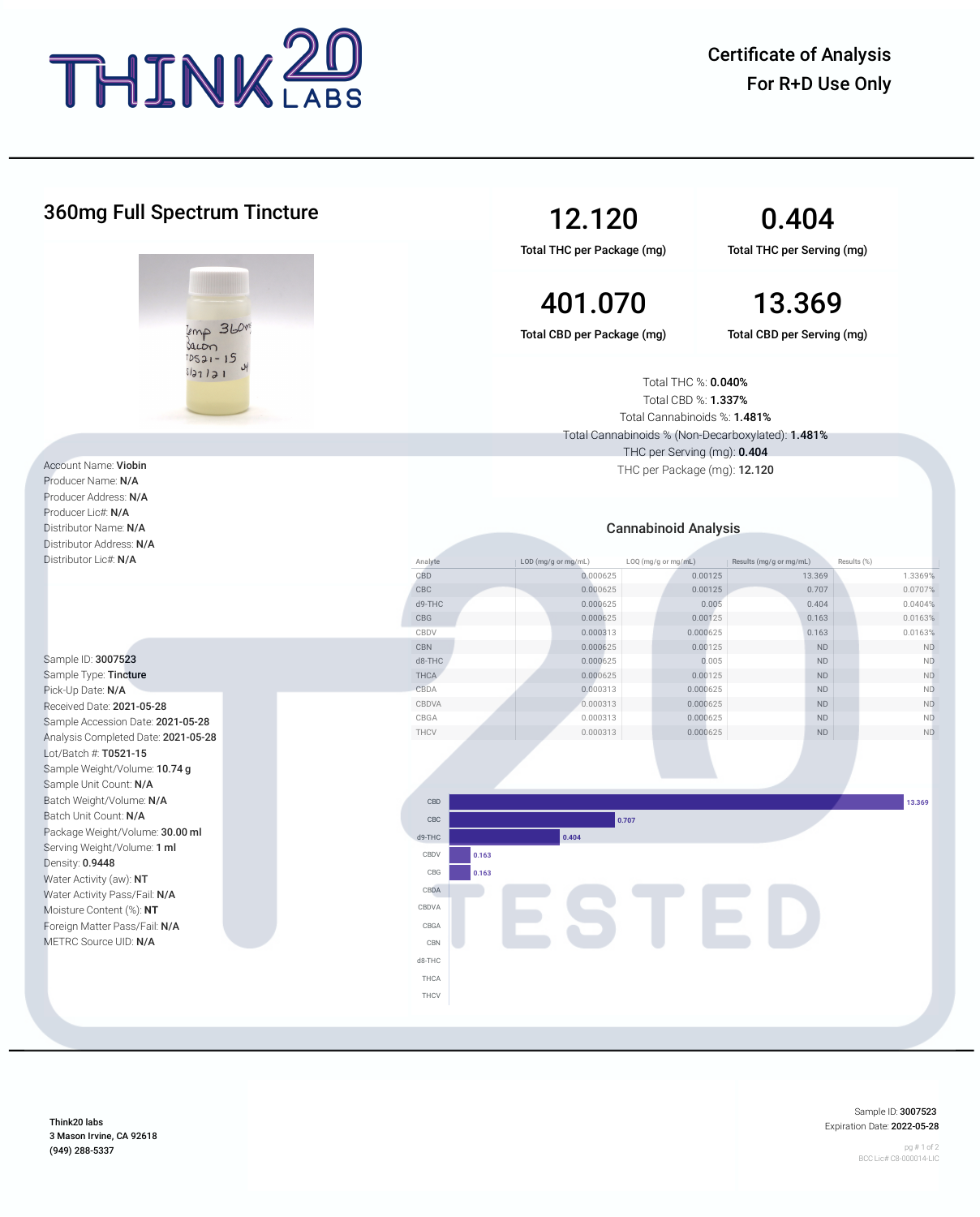THINK 20 LABS

Certificate of Analysis
For R+D Use Only

## 360mg Full Spectrum Tincture

| 12.120 | 0.404 |
| --- | --- |
| Total THC per Package (mg) | Total THC per Serving (mg) |
| **401.070** | **13.369** |
| Total CBD per Package (mg) | Total CBD per Serving (mg) |

Total THC %: **0.040%**
Total CBD %: **1.337%**
Total Cannabinoids %: **1.481%**
Total Cannabinoids % (Non-Decarboxylated): **1.481%**
THC per Serving (mg): **0.404**
THC per Package (mg): **12.120**

Account Name: **Viobin**
Producer Name: **N/A**
Producer Address: **N/A**
Producer Lic#: **N/A**
Distributor Name: **N/A**
Distributor Address: **N/A**
Distributor Lic#: **N/A**

Sample ID: **3007523**
Sample Type: **Tincture**
Pick-Up Date: **N/A**
Received Date: **2021-05-28**
Sample Accession Date: **2021-05-28**
Analysis Completed Date: **2021-05-28**
Lot/Batch #: **T0521-15**
Sample Weight/Volume: **10.74 g**
Sample Unit Count: **N/A**
Batch Weight/Volume: **N/A**
Batch Unit Count: **N/A**
Package Weight/Volume: **30.00 ml**
Serving Weight/Volume: **1 ml**
Density: **0.9448**
Water Activity (aw): **NT**
Water Activity Pass/Fail: **N/A**
Moisture Content (%): **NT**
Foreign Matter Pass/Fail: **N/A**
METRC Source UID: **N/A**

### Cannabinoid Analysis

| Analyte | LOD (mg/g or mg/mL) | LOQ (mg/g or mg/mL) | Results (mg/g or mg/mL) | Results (%) |
| --- | --- | --- | --- | --- |
| CBD | 0.000625 | 0.00125 | 13.369 | 1.3369% |
| CBC | 0.000625 | 0.00125 | 0.707 | 0.0707% |
| d9-THC | 0.000625 | 0.005 | 0.404 | 0.0404% |
| CBG | 0.000625 | 0.00125 | 0.163 | 0.0163% |
| CBDV | 0.000313 | 0.000625 | 0.163 | 0.0163% |
| CBN | 0.000625 | 0.00125 | ND | ND |
| d8-THC | 0.000625 | 0.005 | ND | ND |
| THCA | 0.000625 | 0.00125 | ND | ND |
| CBDA | 0.000313 | 0.000625 | ND | ND |
| CBDVA | 0.000313 | 0.000625 | ND | ND |
| CBGA | 0.000313 | 0.000625 | ND | ND |
| THCV | 0.000313 | 0.000625 | ND | ND |

Think20 labs
3 Mason Irvine, CA 92618
(949) 288-5337

Sample ID: 3007523
Expiration Date: 2022-05-28

BCC Lic# C8-000014-LIC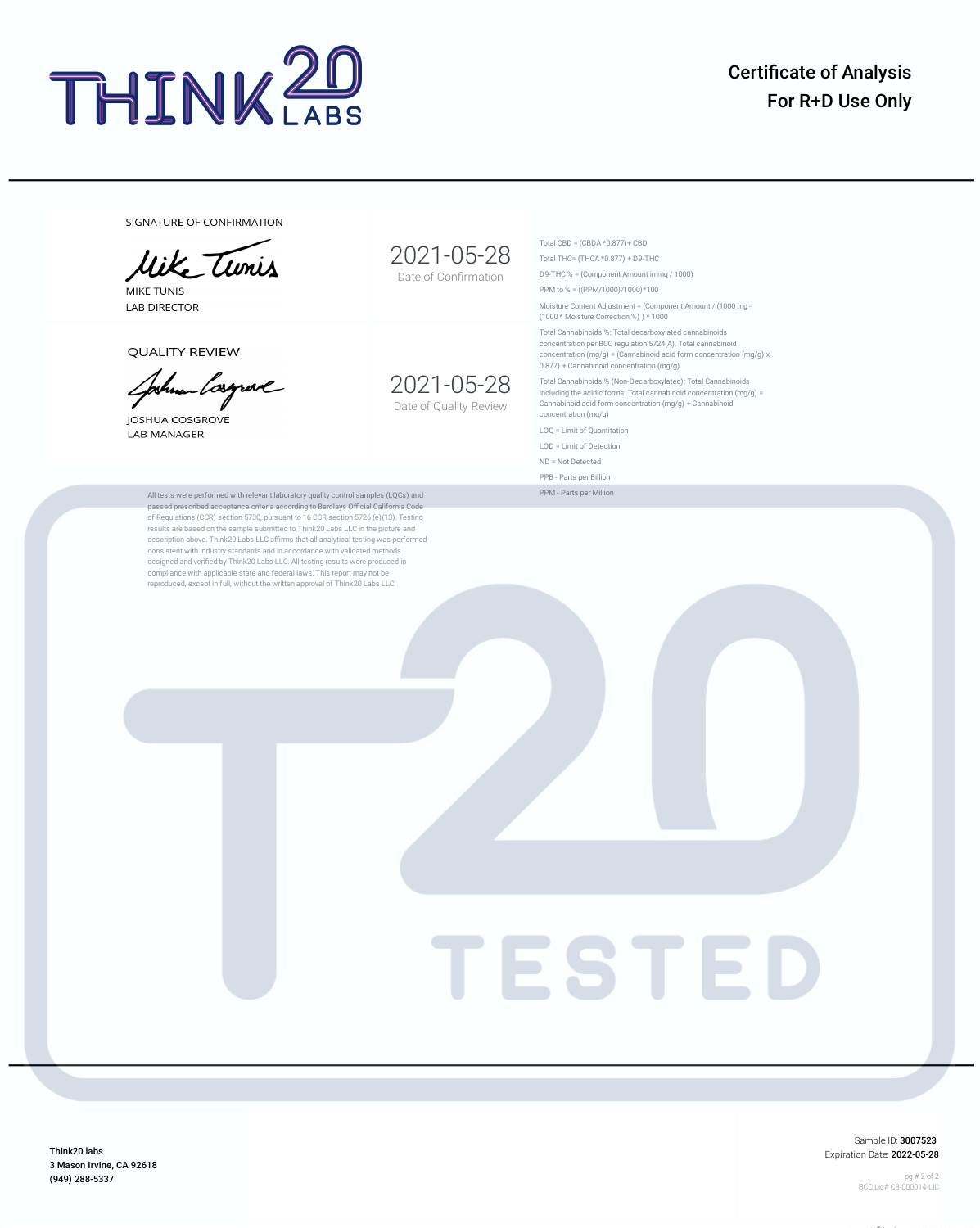# Certificate of Analysis
## For R+D Use Only

SIGNATURE OF CONFIRMATION

MIKE TUNIS
LAB DIRECTOR

2021-05-28
Date of Confirmation

QUALITY REVIEW

JOSHUA COSGROVE
LAB MANAGER

2021-05-28
Date of Quality Review

Total CBD = (CBDA *0.877)+ CBD

Total THC= (THCA *0.877) + D9-THC

D9-THC % = (Component Amount in mg / 1000)

PPM to % = ((PPM/1000)/1000)*100

Moisture Content Adjustment = (Component Amount / (1000 mg - (1000 * Moisture Correction %) ) * 1000

Total Cannabinoids %: Total decarboxylated cannabinoids concentration per BCC regulation 5724(A). Total cannabinoid concentration (mg/g) = (Cannabinoid acid form concentration (mg/g) x 0.877) + Cannabinoid concentration (mg/g)

Total Cannabinoids % (Non-Decarboxylated): Total Cannabinoids including the acidic forms. Total cannabinoid concentration (mg/g) = Cannabinoid acid form concentration (mg/g) + Cannabinoid concentration (mg/g)

LOQ = Limit of Quantitation

LOD = Limit of Detection

ND = Not Detected

PPB - Parts per Billion

PPM - Parts per Million

All tests were performed with relevant laboratory quality control samples (LQCs) and passed prescribed acceptance criteria according to Barclays Official California Code of Regulations (CCR) section 5730, pursuant to 16 CCR section 5726 (e)(13). Testing results are based on the sample submitted to Think20 Labs LLC in the picture and description above. Think20 Labs LLC affirms that all analytical testing was performed consistent with industry standards and in accordance with validated methods designed and verified by Think20 Labs LLC. All testing results were produced in compliance with applicable state and federal laws. This report may not be reproduced, except in full, without the written approval of Think20 Labs LLC.

Think20 labs
3 Mason Irvine, CA 92618
(949) 288-5337

Sample ID: **3007523**
Expiration Date: **2022-05-28**

BCC Lic# C8-000014-LIC